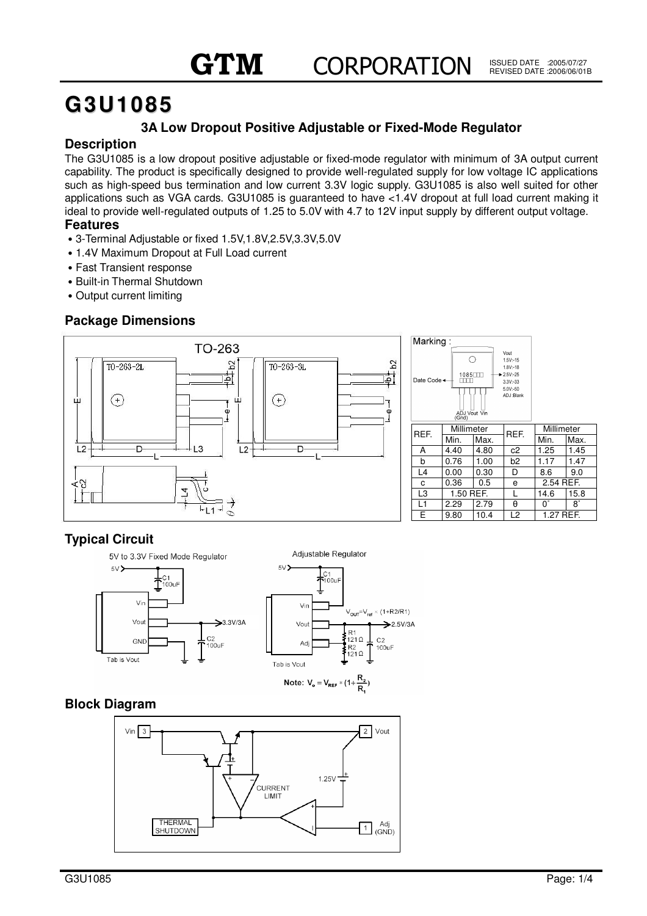GTM CORPORATION

ISSUED DATE :2005/07/27
REVISED DATE :2006/06/01B

# G3U1085

### 3A Low Dropout Positive Adjustable or Fixed-Mode Regulator

## Description

The G3U1085 is a low dropout positive adjustable or fixed-mode regulator with minimum of 3A output current capability. The product is specifically designed to provide well-regulated supply for low voltage IC applications such as high-speed bus termination and low current 3.3V logic supply. G3U1085 is also well suited for other applications such as VGA cards. G3U1085 is guaranteed to have <1.4V dropout at full load current making it ideal to provide well-regulated outputs of 1.25 to 5.0V with 4.7 to 12V input supply by different output voltage.

## Features

- 3-Terminal Adjustable or fixed 1.5V,1.8V,2.5V,3.3V,5.0V
- 1.4V Maximum Dropout at Full Load current
- Fast Transient response
- Built-in Thermal Shutdown
- Output current limiting

## Package Dimensions

TO-263

TO-263-2L TO-263-3L

Marking:

Vout: 1.5V:-15, 1.8V:-18, 2.5V:-25, 3.3V:-33, 5.0V:-50, ADJ:Blank

Date Code

ADJ (Gnd) Vout Vin

| REF. | Millimeter | | REF. | Millimeter | |
|---|---|---|---|---|---|
| | Min. | Max. | | Min. | Max. |
| A | 4.40 | 4.80 | c2 | 1.25 | 1.45 |
| b | 0.76 | 1.00 | b2 | 1.17 | 1.47 |
| L4 | 0.00 | 0.30 | D | 8.6 | 9.0 |
| c | 0.36 | 0.5 | e | 2.54 REF. | |
| L3 | 1.50 REF. | | L | 14.6 | 15.8 |
| L1 | 2.29 | 2.79 | θ | 0° | 8° |
| E | 9.80 | 10.4 | L2 | 1.27 REF. | |

## Typical Circuit

5V to 3.3V Fixed Mode Regulator

5V, C1 100uF, Vin, Vout, GND, 3.3V/3A, C2 100uF, Tab is Vout

Adjustable Regulator

5V, C1 100uF, Vin, Vout, Adj, $V_{OUT}=V_{ref} \times (1+R2/R1)$, 2.5V/3A, R1 121Ω, R2 121Ω, C2 100uF, Tab is Vout

**Note:** $V_o = V_{REF} * (1 + \frac{R_2}{R_1})$

## Block Diagram

Vin 3, 2 Vout, CURRENT LIMIT, 1.25V, THERMAL SHUTDOWN, 1 Adj (GND)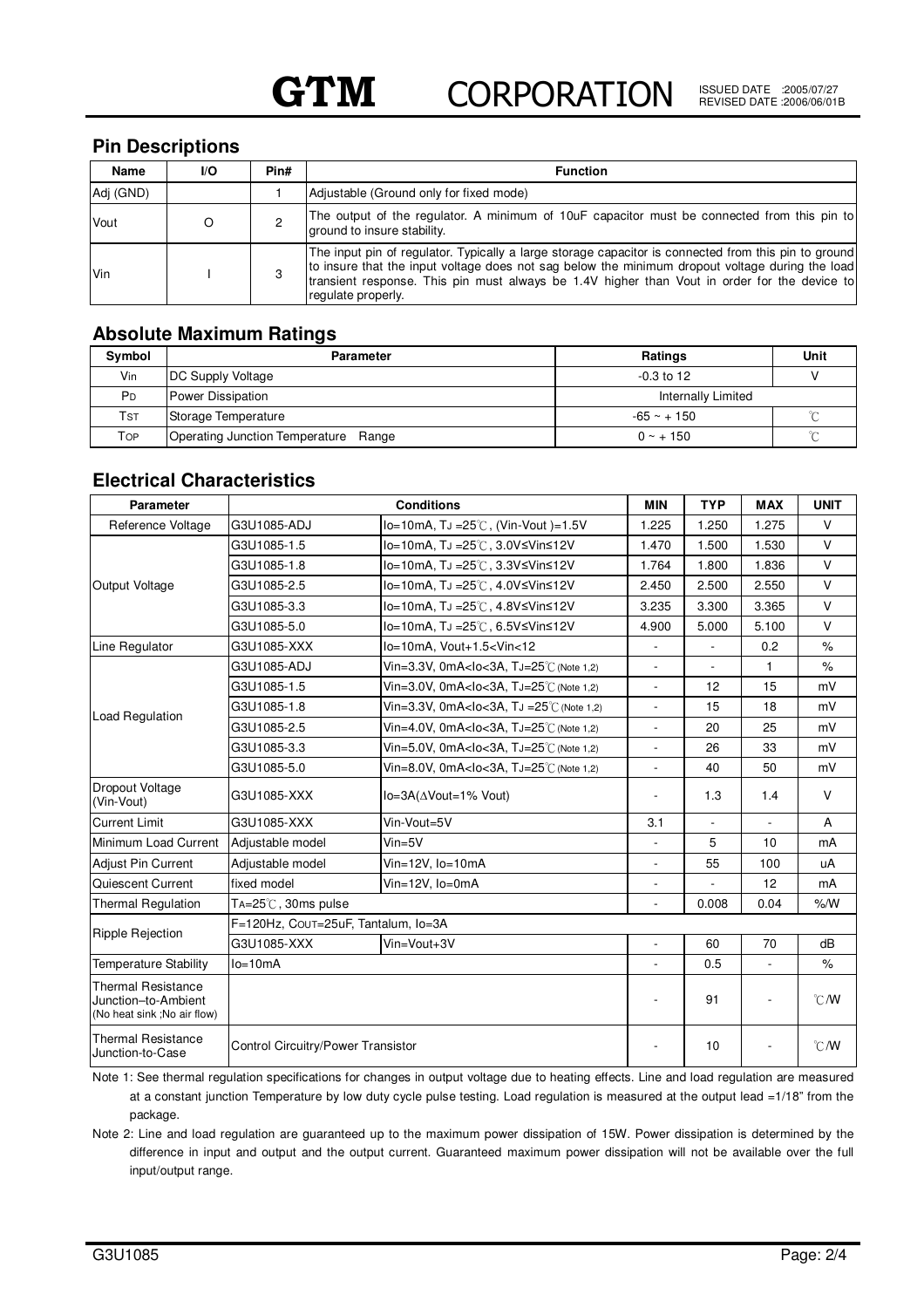## Pin Descriptions

| Name | I/O | Pin# | Function |
|---|---|---|---|
| Adj (GND) | | 1 | Adjustable (Ground only for fixed mode) |
| Vout | O | 2 | The output of the regulator. A minimum of 10uF capacitor must be connected from this pin to ground to insure stability. |
| Vin | I | 3 | The input pin of regulator. Typically a large storage capacitor is connected from this pin to ground to insure that the input voltage does not sag below the minimum dropout voltage during the load transient response. This pin must always be 1.4V higher than Vout in order for the device to regulate properly. |

## Absolute Maximum Ratings

| Symbol | Parameter | Ratings | Unit |
|---|---|---|---|
| $V_{IN}$ | DC Supply Voltage | -0.3 to 12 | V |
| $P_D$ | Power Dissipation | Internally Limited | |
| $T_{ST}$ | Storage Temperature | -65 ~ + 150 | ℃ |
| $T_{OP}$ | Operating Junction Temperature Range | 0 ~ + 150 | ℃ |

## Electrical Characteristics

| Parameter | Conditions | | MIN | TYP | MAX | UNIT |
|---|---|---|---|---|---|---|
| Reference Voltage | G3U1085-ADJ | Io=10mA, $T_J$ =25℃, (Vin-Vout )=1.5V | 1.225 | 1.250 | 1.275 | V |
| Output Voltage | G3U1085-1.5 | Io=10mA, $T_J$ =25℃, 3.0V≤Vin≤12V | 1.470 | 1.500 | 1.530 | V |
| | G3U1085-1.8 | Io=10mA, $T_J$ =25℃, 3.3V≤Vin≤12V | 1.764 | 1.800 | 1.836 | V |
| | G3U1085-2.5 | Io=10mA, $T_J$ =25℃, 4.0V≤Vin≤12V | 2.450 | 2.500 | 2.550 | V |
| | G3U1085-3.3 | Io=10mA, $T_J$ =25℃, 4.8V≤Vin≤12V | 3.235 | 3.300 | 3.365 | V |
| | G3U1085-5.0 | Io=10mA, $T_J$ =25℃, 6.5V≤Vin≤12V | 4.900 | 5.000 | 5.100 | V |
| Line Regulator | G3U1085-XXX | Io=10mA, Vout+1.5<Vin<12 | - | - | 0.2 | % |
| Load Regulation | G3U1085-ADJ | Vin=3.3V, 0mA<Io<3A, $T_J$=25℃ (Note 1,2) | - | - | 1 | % |
| | G3U1085-1.5 | Vin=3.0V, 0mA<Io<3A, $T_J$=25℃ (Note 1,2) | - | 12 | 15 | mV |
| | G3U1085-1.8 | Vin=3.3V, 0mA<Io<3A, $T_J$ =25℃ (Note 1,2) | - | 15 | 18 | mV |
| | G3U1085-2.5 | Vin=4.0V, 0mA<Io<3A, $T_J$=25℃ (Note 1,2) | - | 20 | 25 | mV |
| | G3U1085-3.3 | Vin=5.0V, 0mA<Io<3A, $T_J$=25℃ (Note 1,2) | - | 26 | 33 | mV |
| | G3U1085-5.0 | Vin=8.0V, 0mA<Io<3A, $T_J$=25℃ (Note 1,2) | - | 40 | 50 | mV |
| Dropout Voltage (Vin-Vout) | G3U1085-XXX | Io=3A(ΔVout=1% Vout) | - | 1.3 | 1.4 | V |
| Current Limit | G3U1085-XXX | Vin-Vout=5V | 3.1 | - | - | A |
| Minimum Load Current | Adjustable model | Vin=5V | - | 5 | 10 | mA |
| Adjust Pin Current | Adjustable model | Vin=12V, Io=10mA | - | 55 | 100 | uA |
| Quiescent Current | fixed model | Vin=12V, Io=0mA | - | - | 12 | mA |
| Thermal Regulation | $T_A$=25℃, 30ms pulse | | - | 0.008 | 0.04 | %/W |
| Ripple Rejection | F=120Hz, $C_{OUT}$=25uF, Tantalum, Io=3A | | | | | |
| | G3U1085-XXX | Vin=Vout+3V | - | 60 | 70 | dB |
| Temperature Stability | Io=10mA | | - | 0.5 | - | % |
| Thermal Resistance Junction–to-Ambient (No heat sink ;No air flow) | | | - | 91 | - | ℃/W |
| Thermal Resistance Junction-to-Case | Control Circuitry/Power Transistor | | - | 10 | - | ℃/W |

Note 1: See thermal regulation specifications for changes in output voltage due to heating effects. Line and load regulation are measured at a constant junction Temperature by low duty cycle pulse testing. Load regulation is measured at the output lead =1/18" from the package.

Note 2: Line and load regulation are guaranteed up to the maximum power dissipation of 15W. Power dissipation is determined by the difference in input and output and the output current. Guaranteed maximum power dissipation will not be available over the full input/output range.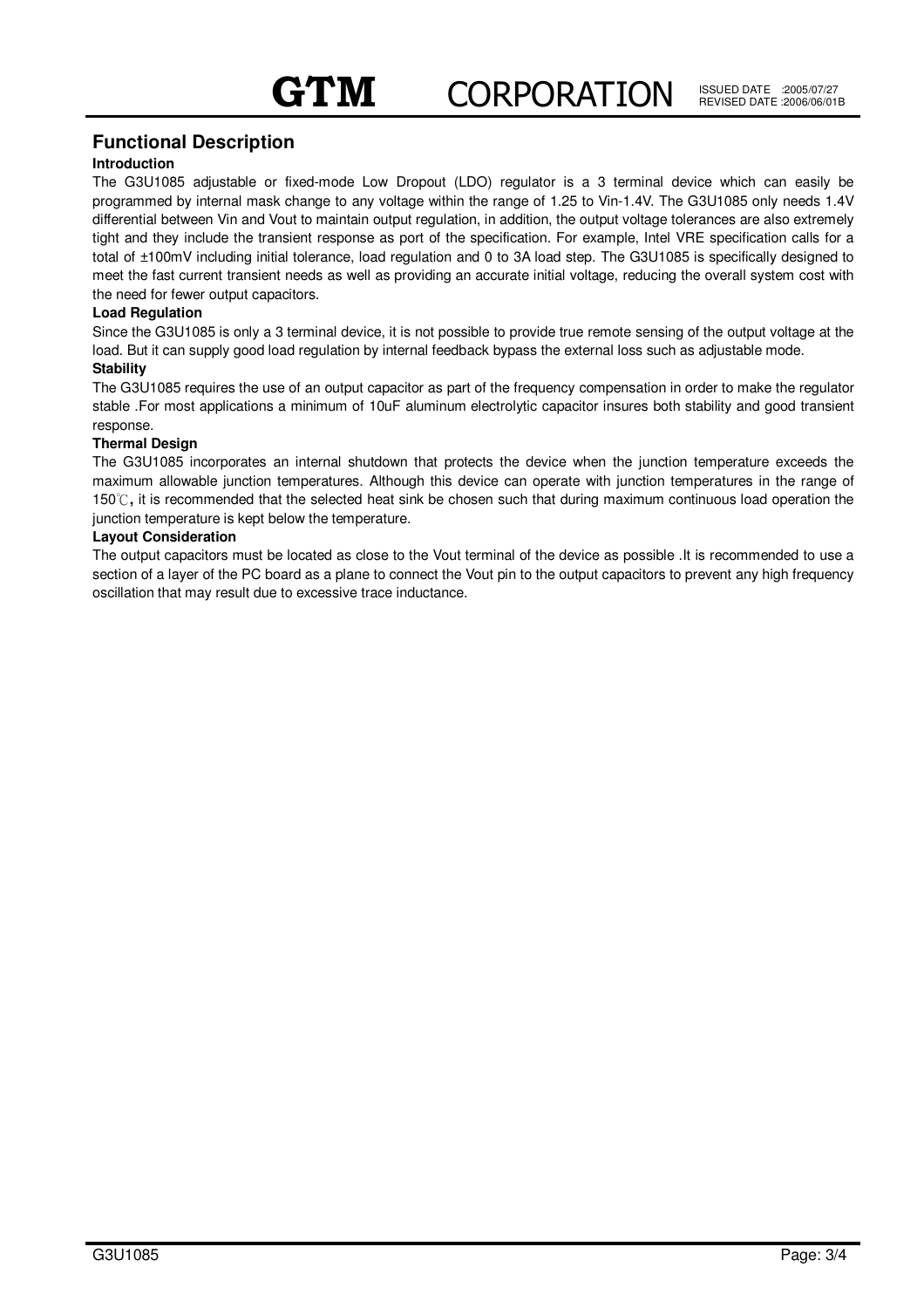## Functional Description

### Introduction

The G3U1085 adjustable or fixed-mode Low Dropout (LDO) regulator is a 3 terminal device which can easily be programmed by internal mask change to any voltage within the range of 1.25 to Vin-1.4V. The G3U1085 only needs 1.4V differential between Vin and Vout to maintain output regulation, in addition, the output voltage tolerances are also extremely tight and they include the transient response as port of the specification. For example, Intel VRE specification calls for a total of ±100mV including initial tolerance, load regulation and 0 to 3A load step. The G3U1085 is specifically designed to meet the fast current transient needs as well as providing an accurate initial voltage, reducing the overall system cost with the need for fewer output capacitors.

### Load Regulation

Since the G3U1085 is only a 3 terminal device, it is not possible to provide true remote sensing of the output voltage at the load. But it can supply good load regulation by internal feedback bypass the external loss such as adjustable mode.

### Stability

The G3U1085 requires the use of an output capacitor as part of the frequency compensation in order to make the regulator stable .For most applications a minimum of 10uF aluminum electrolytic capacitor insures both stability and good transient response.

### Thermal Design

The G3U1085 incorporates an internal shutdown that protects the device when the junction temperature exceeds the maximum allowable junction temperatures. Although this device can operate with junction temperatures in the range of 150℃, it is recommended that the selected heat sink be chosen such that during maximum continuous load operation the junction temperature is kept below the temperature.

### Layout Consideration

The output capacitors must be located as close to the Vout terminal of the device as possible .It is recommended to use a section of a layer of the PC board as a plane to connect the Vout pin to the output capacitors to prevent any high frequency oscillation that may result due to excessive trace inductance.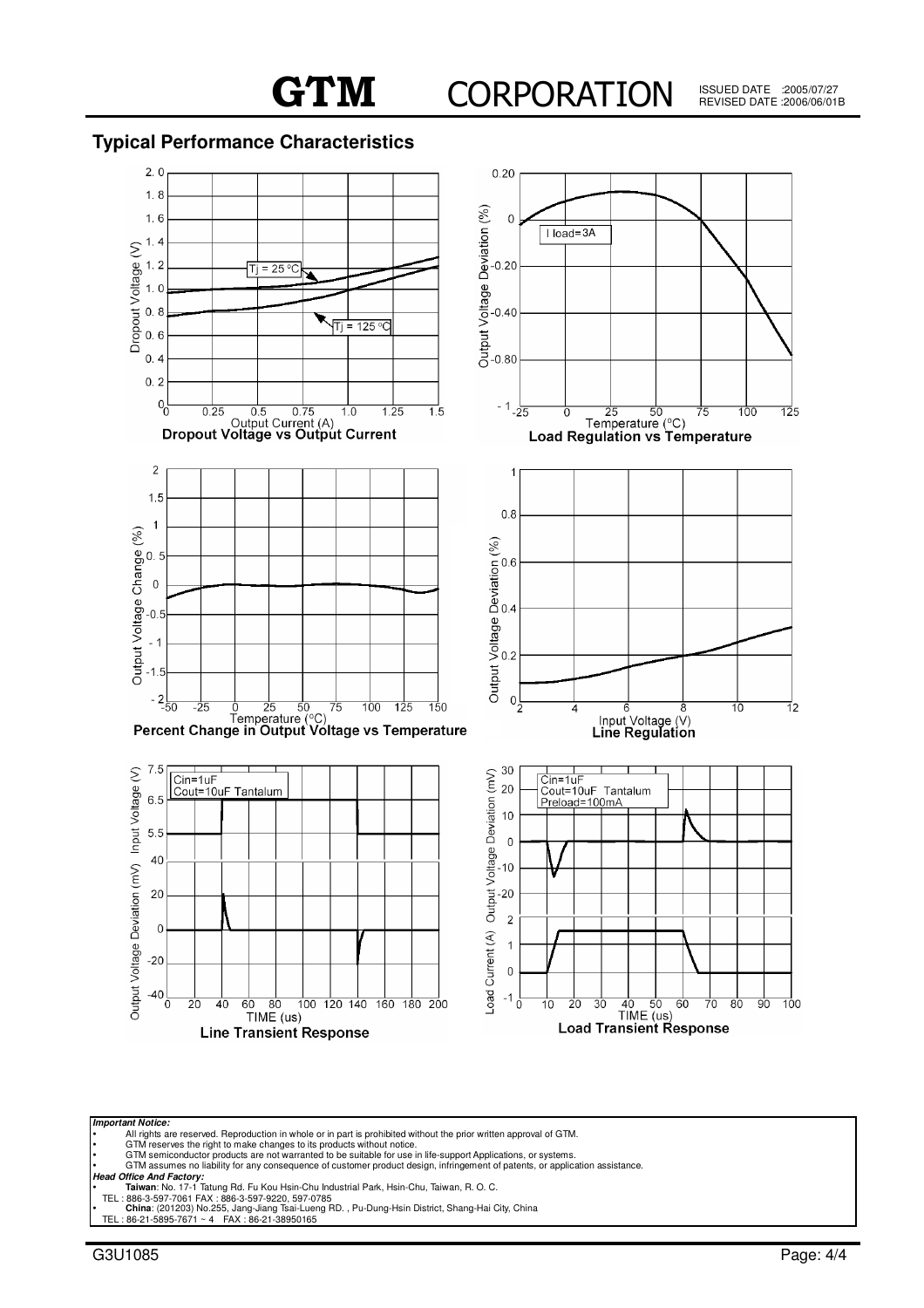## Typical Performance Characteristics

2.0
1.8
1.6
1.4
1.2
1.0
0.8
0.6
0.4
0.2
0
Dropout Voltage (V)
Tj = 25 °C
Tj = 125 °C
0 0.25 0.5 0.75 1.0 1.25 1.5
Output Current (A)

**Dropout Voltage vs Output Current**

0.20
0
-0.20
-0.40
-0.80
-1
Output Voltage Deviation (%)
I load=3A
-25 0 25 50 75 100 125
Temperature (°C)

**Load Regulation vs Temperature**

2
1.5
1
0.5
0
-0.5
-1
-1.5
-2
Output Voltage Change (%)
-50 -25 0 25 50 75 100 125 150
Temperature (°C)

**Percent Change in Output Voltage vs Temperature**

1
0.8
0.6
0.4
0.2
0
Output Voltage Deviation (%)
2 4 6 8 10 12
Input Voltage (V)

**Line Regulation**

7.5
6.5
5.5
Input Voltage (V)
40
20
0
-20
-40
Output Voltage Deviation (mV)
Cin=1uF
Cout=10uF Tantalum
0 20 40 60 80 100 120 140 160 180 200
TIME (us)

**Line Transient Response**

30
20
10
0
-10
-20
Output Voltage Deviation (mV)
2
1
0
-1
Load Current (A)
Cin=1uF
Cout=10uF Tantalum
Preload=100mA
0 10 20 30 40 50 60 70 80 90 100
TIME (us)

**Load Transient Response**

***Important Notice:***

- All rights are reserved. Reproduction in whole or in part is prohibited without the prior written approval of GTM.
- GTM reserves the right to make changes to its products without notice.
- GTM semiconductor products are not warranted to be suitable for use in life-support Applications, or systems.
- GTM assumes no liability for any consequence of customer product design, infringement of patents, or application assistance.

***Head Office And Factory:***

- **Taiwan**: No. 17-1 Tatung Rd. Fu Kou Hsin-Chu Industrial Park, Hsin-Chu, Taiwan, R. O. C.
  TEL : 886-3-597-7061 FAX : 886-3-597-9220, 597-0785
- **China**: (201203) No.255, Jang-Jiang Tsai-Lueng RD. , Pu-Dung-Hsin District, Shang-Hai City, China
  TEL : 86-21-5895-7671 ~ 4 FAX : 86-21-38950165